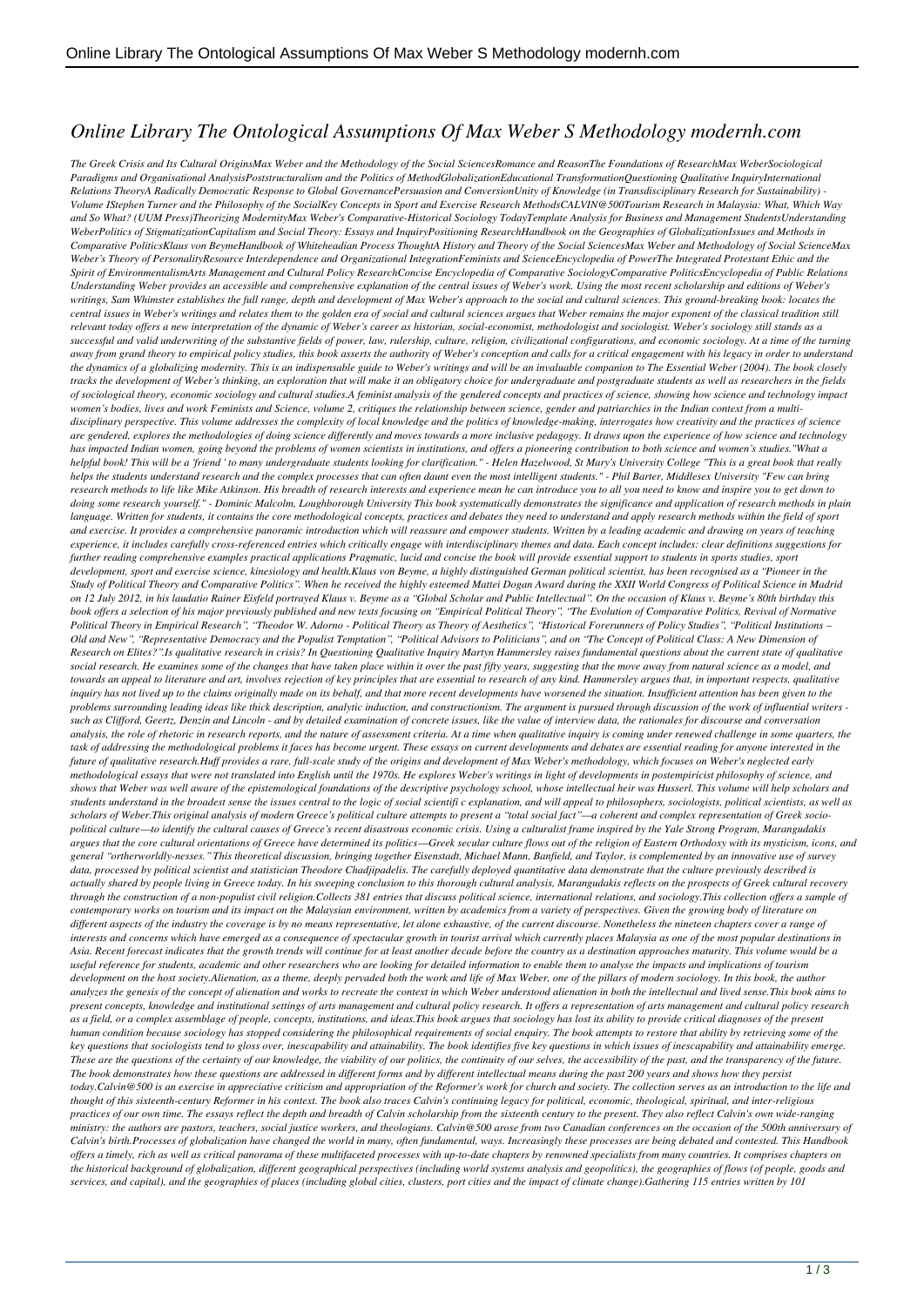# Online Library The Ontological Assumptions Of Max Weber S Methodology modernh.com

*The Greek Crisis and Its Cultural OriginsMax Weber and the Methodology of the Social SciencesRomance and ReasonThe Foundations of ResearchMax WeberSociological Paradigms and Organisational AnalysisPoststructuralism and the Politics of MethodGlobalizationEducational TransformationQuestioning Qualitative InquiryInternational Relations TheoryA Radically Democratic Response to Global GovernancePersuasion and ConversionUnity of Knowledge (in Transdisciplinary Research for Sustainability) - Volume IStephen Turner and the Philosophy of the SocialKey Concepts in Sport and Exercise Research MethodsCALVIN@500Tourism Research in Malaysia: What, Which Way and So What? (UUM Press)Theorizing ModernityMax Weber's Comparative-Historical Sociology TodayTemplate Analysis for Business and Management StudentsUnderstanding WeberPolitics of StigmatizationCapitalism and Social Theory: Essays and InquiryPositioning ResearchHandbook on the Geographies of GlobalizationIssues and Methods in Comparative PoliticsKlaus von BeymeHandbook of Whiteheadian Process ThoughtA History and Theory of the Social SciencesMax Weber and Methodology of Social ScienceMax Weber's Theory of PersonalityResource Interdependence and Organizational IntegrationFeminists and ScienceEncyclopedia of PowerThe Integrated Protestant Ethic and the Spirit of EnvironmentalismArts Management and Cultural Policy ResearchConcise Encyclopedia of Comparative SociologyComparative PoliticsEncyclopedia of Public Relations Understanding Weber provides an accessible and comprehensive explanation of the central issues of Weber's work. Using the most recent scholarship and editions of Weber's writings, Sam Whimster establishes the full range, depth and development of Max Weber's approach to the social and cultural sciences. This ground-breaking book: locates the central issues in Weber's writings and relates them to the golden era of social and cultural sciences argues that Weber remains the major exponent of the classical tradition still relevant today offers a new interpretation of the dynamic of Weber's career as historian, social-economist, methodologist and sociologist. Weber's sociology still stands as a successful and valid underwriting of the substantive fields of power, law, rulership, culture, religion, civilizational configurations, and economic sociology. At a time of the turning away from grand theory to empirical policy studies, this book asserts the authority of Weber's conception and calls for a critical engagement with his legacy in order to understand the dynamics of a globalizing modernity. This is an indispensable guide to Weber's writings and will be an invaluable companion to The Essential Weber (2004). The book closely tracks the development of Weber's thinking, an exploration that will make it an obligatory choice for undergraduate and postgraduate students as well as researchers in the fields of sociological theory, economic sociology and cultural studies.A feminist analysis of the gendered concepts and practices of science, showing how science and technology impact women's bodies, lives and work Feminists and Science, volume 2, critiques the relationship between science, gender and patriarchies in the Indian context from a multi-disciplinary perspective. This volume addresses the complexity of local knowledge and the politics of knowledge-making, interrogates how creativity and the practices of science are gendered, explores the methodologies of doing science differently and moves towards a more inclusive pedagogy. It draws upon the experience of how science and technology has impacted Indian women, going beyond the problems of women scientists in institutions, and offers a pioneering contribution to both science and women's studies."What a helpful book! This will be a 'friend ' to many undergraduate students looking for clarification." - Helen Hazelwood, St Mary's University College "This is a great book that really helps the students understand research and the complex processes that can often daunt even the most intelligent students." - Phil Barter, Middlesex University "Few can bring research methods to life like Mike Atkinson. His breadth of research interests and experience mean he can introduce you to all you need to know and inspire you to get down to doing some research yourself." - Dominic Malcolm, Loughborough University This book systematically demonstrates the significance and application of research methods in plain language. Written for students, it contains the core methodological concepts, practices and debates they need to understand and apply research methods within the field of sport and exercise. It provides a comprehensive panoramic introduction which will reassure and empower students. Written by a leading academic and drawing on years of teaching experience, it includes carefully cross-referenced entries which critically engage with interdisciplinary themes and data. Each concept includes: clear definitions suggestions for further reading comprehensive examples practical applications Pragmatic, lucid and concise the book will provide essential support to students in sports studies, sport development, sport and exercise science, kinesiology and health.Klaus von Beyme, a highly distinguished German political scientist, has been recognised as a "Pioneer in the Study of Political Theory and Comparative Politics". When he received the highly esteemed Mattei Dogan Award during the XXII World Congress of Political Science in Madrid on 12 July 2012, in his laudatio Rainer Eisfeld portrayed Klaus v. Beyme as a "Global Scholar and Public Intellectual". On the occasion of Klaus v. Beyme's 80th birthday this book offers a selection of his major previously published and new texts focusing on "Empirical Political Theory", "The Evolution of Comparative Politics, Revival of Normative Political Theory in Empirical Research", "Theodor W. Adorno - Political Theory as Theory of Aesthetics", "Historical Forerunners of Policy Studies", "Political Institutions – Old and New", "Representative Democracy and the Populist Temptation", "Political Advisors to Politicians", and on "The Concept of Political Class: A New Dimension of Research on Elites?".Is qualitative research in crisis? In Questioning Qualitative Inquiry Martyn Hammersley raises fundamental questions about the current state of qualitative social research. He examines some of the changes that have taken place within it over the past fifty years, suggesting that the move away from natural science as a model, and towards an appeal to literature and art, involves rejection of key principles that are essential to research of any kind. Hammersley argues that, in important respects, qualitative inquiry has not lived up to the claims originally made on its behalf, and that more recent developments have worsened the situation. Insufficient attention has been given to the problems surrounding leading ideas like thick description, analytic induction, and constructionism. The argument is pursued through discussion of the work of influential writers - such as Clifford, Geertz, Denzin and Lincoln - and by detailed examination of concrete issues, like the value of interview data, the rationales for discourse and conversation analysis, the role of rhetoric in research reports, and the nature of assessment criteria. At a time when qualitative inquiry is coming under renewed challenge in some quarters, the task of addressing the methodological problems it faces has become urgent. These essays on current developments and debates are essential reading for anyone interested in the future of qualitative research.Huff provides a rare, full-scale study of the origins and development of Max Weber's methodology, which focuses on Weber's neglected early methodological essays that were not translated into English until the 1970s. He explores Weber's writings in light of developments in postempiricist philosophy of science, and shows that Weber was well aware of the epistemological foundations of the descriptive psychology school, whose intellectual heir was Husserl. This volume will help scholars and students understand in the broadest sense the issues central to the logic of social scientifi c explanation, and will appeal to philosophers, sociologists, political scientists, as well as scholars of Weber.This original analysis of modern Greece's political culture attempts to present a "total social fact"—a coherent and complex representation of Greek socio-political culture—to identify the cultural causes of Greece's recent disastrous economic crisis. Using a culturalist frame inspired by the Yale Strong Program, Marangudakis argues that the core cultural orientations of Greece have determined its politics—Greek secular culture flows out of the religion of Eastern Orthodoxy with its mysticism, icons, and general "ortherworldly-nesses." This theoretical discussion, bringing together Eisenstadt, Michael Mann, Banfield, and Taylor, is complemented by an innovative use of survey data, processed by political scientist and statistician Theodore Chadjipadelis. The carefully deployed quantitative data demonstrate that the culture previously described is actually shared by people living in Greece today. In his sweeping conclusion to this thorough cultural analysis, Marangudakis reflects on the prospects of Greek cultural recovery through the construction of a non-populist civil religion.Collects 381 entries that discuss political science, international relations, and sociology.This collection offers a sample of contemporary works on tourism and its impact on the Malaysian environment, written by academics from a variety of perspectives. Given the growing body of literature on different aspects of the industry the coverage is by no means representative, let alone exhaustive, of the current discourse. Nonetheless the nineteen chapters cover a range of interests and concerns which have emerged as a consequence of spectacular growth in tourist arrival which currently places Malaysia as one of the most popular destinations in Asia. Recent forecast indicates that the growth trends will continue for at least another decade before the country as a destination approaches maturity. This volume would be a useful reference for students, academic and other researchers who are looking for detailed information to enable them to analyse the impacts and implications of tourism development on the host society.Alienation, as a theme, deeply pervaded both the work and life of Max Weber, one of the pillars of modern sociology. In this book, the author analyzes the genesis of the concept of alienation and works to recreate the context in which Weber understood alienation in both the intellectual and lived sense.This book aims to present concepts, knowledge and institutional settings of arts management and cultural policy research. It offers a representation of arts management and cultural policy research as a field, or a complex assemblage of people, concepts, institutions, and ideas.This book argues that sociology has lost its ability to provide critical diagnoses of the present human condition because sociology has stopped considering the philosophical requirements of social enquiry. The book attempts to restore that ability by retrieving some of the key questions that sociologists tend to gloss over, inescapability and attainability. The book identifies five key questions in which issues of inescapability and attainability emerge. These are the questions of the certainty of our knowledge, the viability of our politics, the continuity of our selves, the accessibility of the past, and the transparency of the future. The book demonstrates how these questions are addressed in different forms and by different intellectual means during the past 200 years and shows how they persist today.Calvin@500 is an exercise in appreciative criticism and appropriation of the Reformer's work for church and society. The collection serves as an introduction to the life and thought of this sixteenth-century Reformer in his context. The book also traces Calvin's continuing legacy for political, economic, theological, spiritual, and inter-religious practices of our own time. The essays reflect the depth and breadth of Calvin scholarship from the sixteenth century to the present. They also reflect Calvin's own wide-ranging ministry: the authors are pastors, teachers, social justice workers, and theologians. Calvin@500 arose from two Canadian conferences on the occasion of the 500th anniversary of Calvin's birth.Processes of globalization have changed the world in many, often fundamental, ways. Increasingly these processes are being debated and contested. This Handbook offers a timely, rich as well as critical panorama of these multifaceted processes with up-to-date chapters by renowned specialists from many countries. It comprises chapters on the historical background of globalization, different geographical perspectives (including world systems analysis and geopolitics), the geographies of flows (of people, goods and services, and capital), and the geographies of places (including global cities, clusters, port cities and the impact of climate change).Gathering 115 entries written by 101*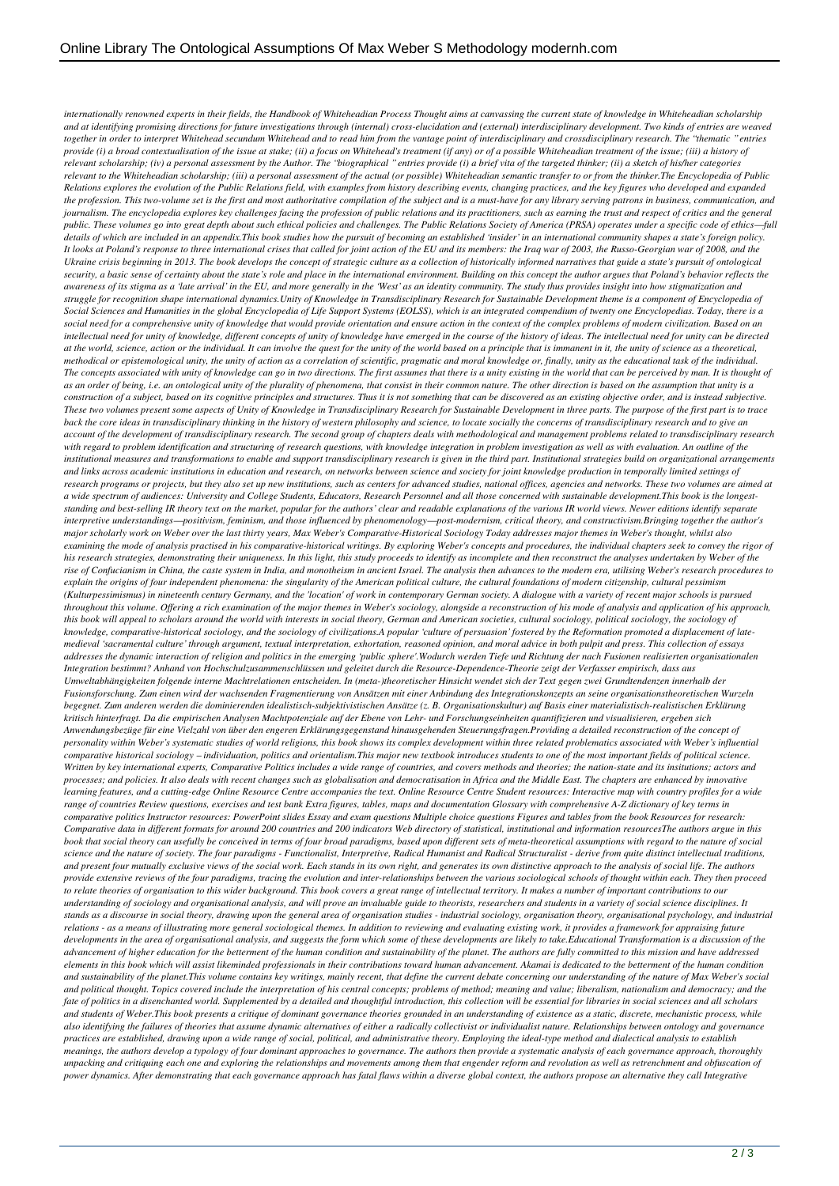*internationally renowned experts in their fields, the Handbook of Whiteheadian Process Thought aims at canvassing the current state of knowledge in Whiteheadian scholarship and at identifying promising directions for future investigations through (internal) cross-elucidation and (external) interdisciplinary development. Two kinds of entries are weaved together in order to interpret Whitehead secundum Whitehead and to read him from the vantage point of interdisciplinary and crossdisciplinary research. The "thematic" entries provide (i) a broad contextualisation of the issue at stake; (ii) a focus on Whitehead's treatment (if any) or of a possible Whiteheadian treatment of the issue; (iii) a history of relevant scholarship; (iv) a personal assessment by the Author. The "biographical" entries provide (i) a brief vita of the targeted thinker; (ii) a sketch of his/her categories relevant to the Whiteheadian scholarship; (iii) a personal assessment of the actual (or possible) Whiteheadian semantic transfer to or from the thinker.The Encyclopedia of Public Relations explores the evolution of the Public Relations field, with examples from history describing events, changing practices, and the key figures who developed and expanded the profession. This two-volume set is the first and most authoritative compilation of the subject and is a must-have for any library serving patrons in business, communication, and journalism. The encyclopedia explores key challenges facing the profession of public relations and its practitioners, such as earning the trust and respect of critics and the general public. These volumes go into great depth about such ethical policies and challenges. The Public Relations Society of America (PRSA) operates under a specific code of ethics—full details of which are included in an appendix.This book studies how the pursuit of becoming an established 'insider' in an international community shapes a state's foreign policy. It looks at Poland's response to three international crises that called for joint action of the EU and its members: the Iraq war of 2003, the Russo-Georgian war of 2008, and the Ukraine crisis beginning in 2013. The book develops the concept of strategic culture as a collection of historically informed narratives that guide a state's pursuit of ontological security, a basic sense of certainty about the state's role and place in the international environment. Building on this concept the author argues that Poland's behavior reflects the awareness of its stigma as a 'late arrival' in the EU, and more generally in the 'West' as an identity community. The study thus provides insight into how stigmatization and struggle for recognition shape international dynamics.Unity of Knowledge in Transdisciplinary Research for Sustainable Development theme is a component of Encyclopedia of Social Sciences and Humanities in the global Encyclopedia of Life Support Systems (EOLSS), which is an integrated compendium of twenty one Encyclopedias. Today, there is a social need for a comprehensive unity of knowledge that would provide orientation and ensure action in the context of the complex problems of modern civilization. Based on an intellectual need for unity of knowledge, different concepts of unity of knowledge have emerged in the course of the history of ideas. The intellectual need for unity can be directed at the world, science, action or the individual. It can involve the quest for the unity of the world based on a principle that is immanent in it, the unity of science as a theoretical, methodical or epistemological unity, the unity of action as a correlation of scientific, pragmatic and moral knowledge or, finally, unity as the educational task of the individual. The concepts associated with unity of knowledge can go in two directions. The first assumes that there is a unity existing in the world that can be perceived by man. It is thought of as an order of being, i.e. an ontological unity of the plurality of phenomena, that consist in their common nature. The other direction is based on the assumption that unity is a construction of a subject, based on its cognitive principles and structures. Thus it is not something that can be discovered as an existing objective order, and is instead subjective. These two volumes present some aspects of Unity of Knowledge in Transdisciplinary Research for Sustainable Development in three parts. The purpose of the first part is to trace back the core ideas in transdisciplinary thinking in the history of western philosophy and science, to locate socially the concerns of transdisciplinary research and to give an account of the development of transdisciplinary research. The second group of chapters deals with methodological and management problems related to transdisciplinary research with regard to problem identification and structuring of research questions, with knowledge integration in problem investigation as well as with evaluation. An outline of the institutional measures and transformations to enable and support transdisciplinary research is given in the third part. Institutional strategies build on organizational arrangements and links across academic institutions in education and research, on networks between science and society for joint knowledge production in temporally limited settings of research programs or projects, but they also set up new institutions, such as centers for advanced studies, national offices, agencies and networks. These two volumes are aimed at a wide spectrum of audiences: University and College Students, Educators, Research Personnel and all those concerned with sustainable development.This book is the longest-standing and best-selling IR theory text on the market, popular for the authors' clear and readable explanations of the various IR world views. Newer editions identify separate interpretive understandings—positivism, feminism, and those influenced by phenomenology—post-modernism, critical theory, and constructivism.Bringing together the author's major scholarly work on Weber over the last thirty years, Max Weber's Comparative-Historical Sociology Today addresses major themes in Weber's thought, whilst also examining the mode of analysis practised in his comparative-historical writings. By exploring Weber's concepts and procedures, the individual chapters seek to convey the rigor of his research strategies, demonstrating their uniqueness. In this light, this study proceeds to identify as incomplete and then reconstruct the analyses undertaken by Weber of the rise of Confucianism in China, the caste system in India, and monotheism in ancient Israel. The analysis then advances to the modern era, utilising Weber's research procedures to explain the origins of four independent phenomena: the singularity of the American political culture, the cultural foundations of modern citizenship, cultural pessimism (Kulturpessimismus) in nineteenth century Germany, and the 'location' of work in contemporary German society. A dialogue with a variety of recent major schools is pursued throughout this volume. Offering a rich examination of the major themes in Weber's sociology, alongside a reconstruction of his mode of analysis and application of his approach, this book will appeal to scholars around the world with interests in social theory, German and American societies, cultural sociology, political sociology, the sociology of knowledge, comparative-historical sociology, and the sociology of civilizations.A popular 'culture of persuasion' fostered by the Reformation promoted a displacement of late-medieval 'sacramental culture' through argument, textual interpretation, exhortation, reasoned opinion, and moral advice in both pulpit and press. This collection of essays addresses the dynamic interaction of religion and politics in the emerging 'public sphere'.Wodurch werden Tiefe und Richtung der nach Fusionen realisierten organisationalen Integration bestimmt? Anhand von Hochschulzusammenschlüssen und geleitet durch die Resource-Dependence-Theorie zeigt der Verfasser empirisch, dass aus Umweltabhängigkeiten folgende interne Machtrelationen entscheiden. In (meta-)theoretischer Hinsicht wendet sich der Text gegen zwei Grundtendenzen innerhalb der Fusionsforschung. Zum einen wird der wachsenden Fragmentierung von Ansätzen mit einer Anbindung des Integrationskonzepts an seine organisationstheoretischen Wurzeln begegnet. Zum anderen werden die dominierenden idealistisch-subjektivistischen Ansätze (z. B. Organisationskultur) auf Basis einer materialistisch-realistischen Erklärung kritisch hinterfragt. Da die empirischen Analysen Machtpotenziale auf der Ebene von Lehr- und Forschungseinheiten quantifizieren und visualisieren, ergeben sich Anwendungsbezüge für eine Vielzahl von über den engeren Erklärungsgegenstand hinausgehenden Steuerungsfragen.Providing a detailed reconstruction of the concept of personality within Weber's systematic studies of world religions, this book shows its complex development within three related problematics associated with Weber's influential comparative historical sociology – individuation, politics and orientalism.This major new textbook introduces students to one of the most important fields of political science. Written by key international experts, Comparative Politics includes a wide range of countries, and covers methods and theories; the nation-state and its insitutions; actors and processes; and policies. It also deals with recent changes such as globalisation and democratisation in Africa and the Middle East. The chapters are enhanced by innovative learning features, and a cutting-edge Online Resource Centre accompanies the text. Online Resource Centre Student resources: Interactive map with country profiles for a wide range of countries Review questions, exercises and test bank Extra figures, tables, maps and documentation Glossary with comprehensive A-Z dictionary of key terms in comparative politics Instructor resources: PowerPoint slides Essay and exam questions Multiple choice questions Figures and tables from the book Resources for research: Comparative data in different formats for around 200 countries and 200 indicators Web directory of statistical, institutional and information resourcesThe authors argue in this book that social theory can usefully be conceived in terms of four broad paradigms, based upon different sets of meta-theoretical assumptions with regard to the nature of social science and the nature of society. The four paradigms - Functionalist, Interpretive, Radical Humanist and Radical Structuralist - derive from quite distinct intellectual traditions, and present four mutually exclusive views of the social work. Each stands in its own right, and generates its own distinctive approach to the analysis of social life. The authors provide extensive reviews of the four paradigms, tracing the evolution and inter-relationships between the various sociological schools of thought within each. They then proceed to relate theories of organisation to this wider background. This book covers a great range of intellectual territory. It makes a number of important contributions to our understanding of sociology and organisational analysis, and will prove an invaluable guide to theorists, researchers and students in a variety of social science disciplines. It stands as a discourse in social theory, drawing upon the general area of organisation studies - industrial sociology, organisation theory, organisational psychology, and industrial relations - as a means of illustrating more general sociological themes. In addition to reviewing and evaluating existing work, it provides a framework for appraising future developments in the area of organisational analysis, and suggests the form which some of these developments are likely to take.Educational Transformation is a discussion of the advancement of higher education for the betterment of the human condition and sustainability of the planet. The authors are fully committed to this mission and have addressed elements in this book which will assist likeminded professionals in their contributions toward human advancement. Akamai is dedicated to the betterment of the human condition and sustainability of the planet.This volume contains key writings, mainly recent, that define the current debate concerning our understanding of the nature of Max Weber's social and political thought. Topics covered include the interpretation of his central concepts; problems of method; meaning and value; liberalism, nationalism and democracy; and the fate of politics in a disenchanted world. Supplemented by a detailed and thoughtful introduction, this collection will be essential for libraries in social sciences and all scholars and students of Weber.This book presents a critique of dominant governance theories grounded in an understanding of existence as a static, discrete, mechanistic process, while also identifying the failures of theories that assume dynamic alternatives of either a radically collectivist or individualist nature. Relationships between ontology and governance practices are established, drawing upon a wide range of social, political, and administrative theory. Employing the ideal-type method and dialectical analysis to establish meanings, the authors develop a typology of four dominant approaches to governance. The authors then provide a systematic analysis of each governance approach, thoroughly unpacking and critiquing each one and exploring the relationships and movements among them that engender reform and revolution as well as retrenchment and obfuscation of power dynamics. After demonstrating that each governance approach has fatal flaws within a diverse global context, the authors propose an alternative they call Integrative*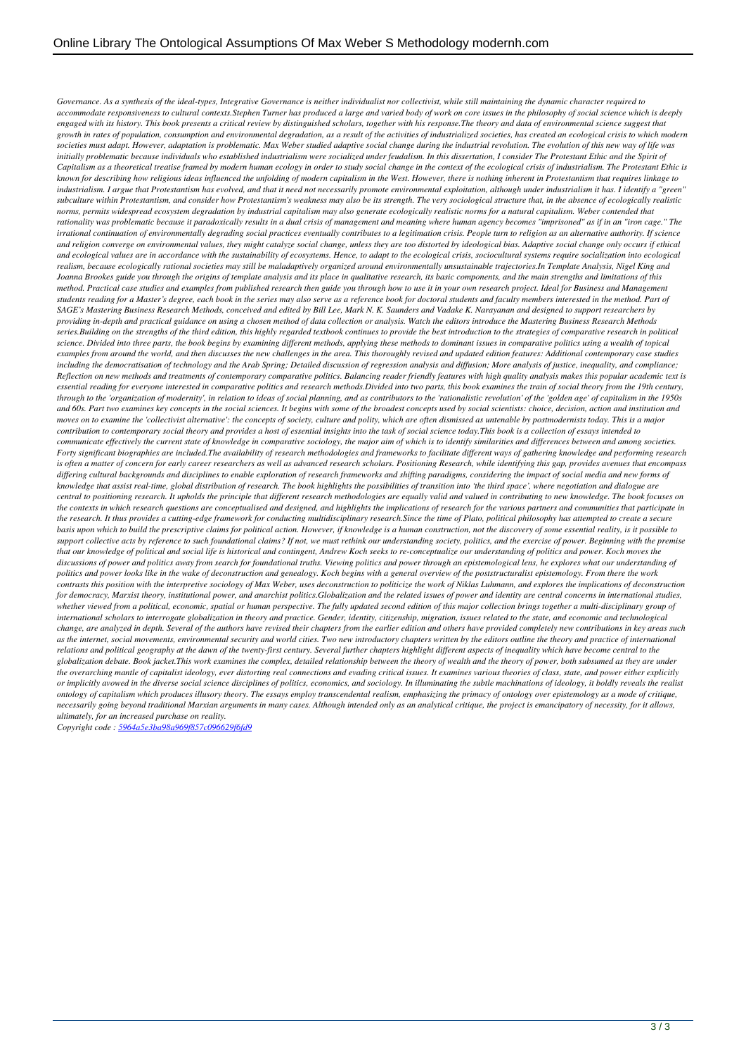*Governance. As a synthesis of the ideal-types, Integrative Governance is neither individualist nor collectivist, while still maintaining the dynamic character required to accommodate responsiveness to cultural contexts.Stephen Turner has produced a large and varied body of work on core issues in the philosophy of social science which is deeply engaged with its history. This book presents a critical review by distinguished scholars, together with his response.The theory and data of environmental science suggest that growth in rates of population, consumption and environmental degradation, as a result of the activities of industrialized societies, has created an ecological crisis to which modern societies must adapt. However, adaptation is problematic. Max Weber studied adaptive social change during the industrial revolution. The evolution of this new way of life was initially problematic because individuals who established industrialism were socialized under feudalism. In this dissertation, I consider The Protestant Ethic and the Spirit of Capitalism as a theoretical treatise framed by modern human ecology in order to study social change in the context of the ecological crisis of industrialism. The Protestant Ethic is known for describing how religious ideas influenced the unfolding of modern capitalism in the West. However, there is nothing inherent in Protestantism that requires linkage to industrialism. I argue that Protestantism has evolved, and that it need not necessarily promote environmental exploitation, although under industrialism it has. I identify a "green" subculture within Protestantism, and consider how Protestantism's weakness may also be its strength. The very sociological structure that, in the absence of ecologically realistic norms, permits widespread ecosystem degradation by industrial capitalism may also generate ecologically realistic norms for a natural capitalism. Weber contended that rationality was problematic because it paradoxically results in a dual crisis of management and meaning where human agency becomes "imprisoned" as if in an "iron cage." The irrational continuation of environmentally degrading social practices eventually contributes to a legitimation crisis. People turn to religion as an alternative authority. If science and religion converge on environmental values, they might catalyze social change, unless they are too distorted by ideological bias. Adaptive social change only occurs if ethical and ecological values are in accordance with the sustainability of ecosystems. Hence, to adapt to the ecological crisis, sociocultural systems require socialization into ecological realism, because ecologically rational societies may still be maladaptively organized around environmentally unsustainable trajectories.In Template Analysis, Nigel King and Joanna Brookes guide you through the origins of template analysis and its place in qualitative research, its basic components, and the main strengths and limitations of this method. Practical case studies and examples from published research then guide you through how to use it in your own research project. Ideal for Business and Management students reading for a Master's degree, each book in the series may also serve as a reference book for doctoral students and faculty members interested in the method. Part of SAGE's Mastering Business Research Methods, conceived and edited by Bill Lee, Mark N. K. Saunders and Vadake K. Narayanan and designed to support researchers by providing in-depth and practical guidance on using a chosen method of data collection or analysis. Watch the editors introduce the Mastering Business Research Methods series.Building on the strengths of the third edition, this highly regarded textbook continues to provide the best introduction to the strategies of comparative research in political science. Divided into three parts, the book begins by examining different methods, applying these methods to dominant issues in comparative politics using a wealth of topical examples from around the world, and then discusses the new challenges in the area. This thoroughly revised and updated edition features: Additional contemporary case studies including the democratisation of technology and the Arab Spring; Detailed discussion of regression analysis and diffusion; More analysis of justice, inequality, and compliance; Reflection on new methods and treatments of contemporary comparative politics. Balancing reader friendly features with high quality analysis makes this popular academic text is essential reading for everyone interested in comparative politics and research methods.Divided into two parts, this book examines the train of social theory from the 19th century, through to the 'organization of modernity', in relation to ideas of social planning, and as contributors to the 'rationalistic revolution' of the 'golden age' of capitalism in the 1950s and 60s. Part two examines key concepts in the social sciences. It begins with some of the broadest concepts used by social scientists: choice, decision, action and institution and moves on to examine the 'collectivist alternative': the concepts of society, culture and polity, which are often dismissed as untenable by postmodernists today. This is a major contribution to contemporary social theory and provides a host of essential insights into the task of social science today.This book is a collection of essays intended to communicate effectively the current state of knowledge in comparative sociology, the major aim of which is to identify similarities and differences between and among societies. Forty significant biographies are included.The availability of research methodologies and frameworks to facilitate different ways of gathering knowledge and performing research is often a matter of concern for early career researchers as well as advanced research scholars. Positioning Research, while identifying this gap, provides avenues that encompass differing cultural backgrounds and disciplines to enable exploration of research frameworks and shifting paradigms, considering the impact of social media and new forms of knowledge that assist real-time, global distribution of research. The book highlights the possibilities of transition into 'the third space', where negotiation and dialogue are central to positioning research. It upholds the principle that different research methodologies are equally valid and valued in contributing to new knowledge. The book focuses on the contexts in which research questions are conceptualised and designed, and highlights the implications of research for the various partners and communities that participate in the research. It thus provides a cutting-edge framework for conducting multidisciplinary research.Since the time of Plato, political philosophy has attempted to create a secure basis upon which to build the prescriptive claims for political action. However, if knowledge is a human construction, not the discovery of some essential reality, is it possible to support collective acts by reference to such foundational claims? If not, we must rethink our understanding society, politics, and the exercise of power. Beginning with the premise that our knowledge of political and social life is historical and contingent, Andrew Koch seeks to re-conceptualize our understanding of politics and power. Koch moves the discussions of power and politics away from search for foundational truths. Viewing politics and power through an epistemological lens, he explores what our understanding of politics and power looks like in the wake of deconstruction and genealogy. Koch begins with a general overview of the poststructuralist epistemology. From there the work contrasts this position with the interpretive sociology of Max Weber, uses deconstruction to politicize the work of Niklas Luhmann, and explores the implications of deconstruction for democracy, Marxist theory, institutional power, and anarchist politics.Globalization and the related issues of power and identity are central concerns in international studies, whether viewed from a political, economic, spatial or human perspective. The fully updated second edition of this major collection brings together a multi-disciplinary group of international scholars to interrogate globalization in theory and practice. Gender, identity, citizenship, migration, issues related to the state, and economic and technological change, are analyzed in depth. Several of the authors have revised their chapters from the earlier edition and others have provided completely new contributions in key areas such as the internet, social movements, environmental security and world cities. Two new introductory chapters written by the editors outline the theory and practice of international relations and political geography at the dawn of the twenty-first century. Several further chapters highlight different aspects of inequality which have become central to the globalization debate. Book jacket.This work examines the complex, detailed relationship between the theory of wealth and the theory of power, both subsumed as they are under the overarching mantle of capitalist ideology, ever distorting real connections and evading critical issues. It examines various theories of class, state, and power either explicitly or implicitly avowed in the diverse social science disciplines of politics, economics, and sociology. In illuminating the subtle machinations of ideology, it boldly reveals the realist ontology of capitalism which produces illusory theory. The essays employ transcendental realism, emphasizing the primacy of ontology over epistemology as a mode of critique, necessarily going beyond traditional Marxian arguments in many cases. Although intended only as an analytical critique, the project is emancipatory of necessity, for it allows, ultimately, for an increased purchase on reality.*

*Copyright code : 5964a5e3ba98a969f857c096629f6fd9*